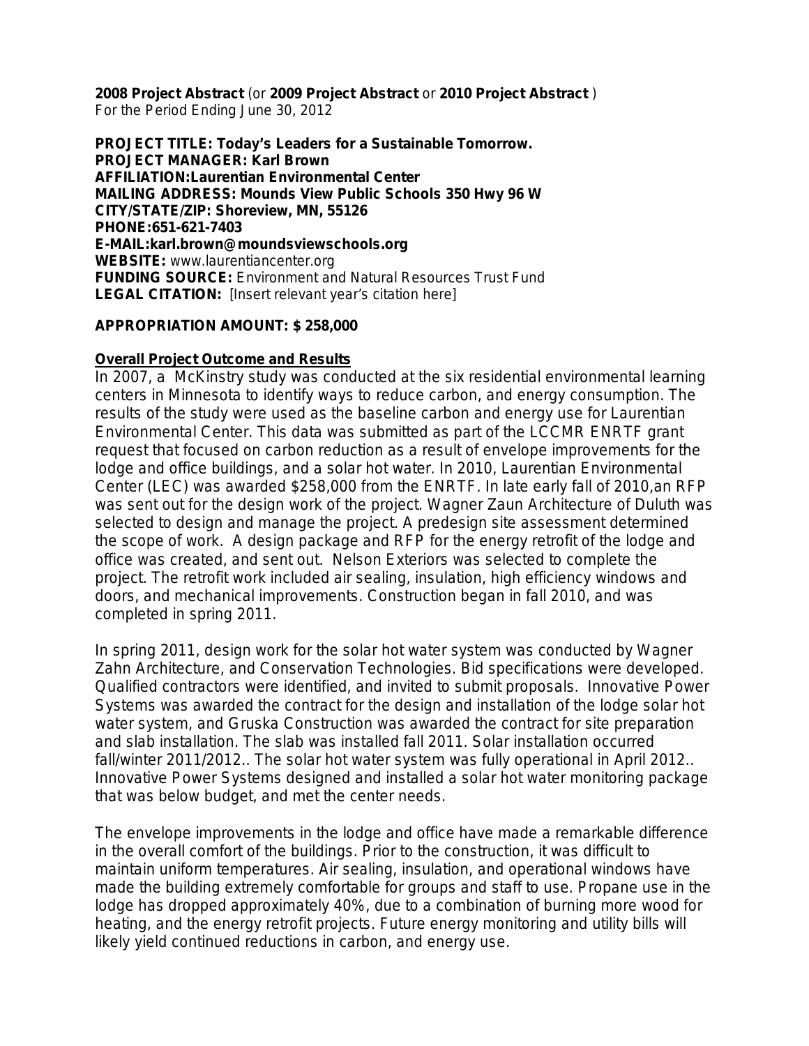**2008 Project Abstract** (or **2009 Project Abstract** or **2010 Project Abstract** )
For the Period Ending June 30, 2012

**PROJECT TITLE: Today's Leaders for a Sustainable Tomorrow.**
**PROJECT MANAGER: Karl Brown**
**AFFILIATION:Laurentian Environmental Center**
**MAILING ADDRESS: Mounds View Public Schools 350 Hwy 96 W**
**CITY/STATE/ZIP: Shoreview, MN, 55126**
**PHONE:651-621-7403**
**E-MAIL:karl.brown@moundsviewschools.org**
**WEBSITE:** www.laurentiancenter.org
**FUNDING SOURCE:** Environment and Natural Resources Trust Fund
**LEGAL CITATION:** [Insert relevant year's citation here]

**APPROPRIATION AMOUNT: $ 258,000**

**Overall Project Outcome and Results**

In 2007, a McKinstry study was conducted at the six residential environmental learning centers in Minnesota to identify ways to reduce carbon, and energy consumption. The results of the study were used as the baseline carbon and energy use for Laurentian Environmental Center. This data was submitted as part of the LCCMR ENRTF grant request that focused on carbon reduction as a result of envelope improvements for the lodge and office buildings, and a solar hot water. In 2010, Laurentian Environmental Center (LEC) was awarded $258,000 from the ENRTF. In late early fall of 2010,an RFP was sent out for the design work of the project. Wagner Zaun Architecture of Duluth was selected to design and manage the project. A predesign site assessment determined the scope of work. A design package and RFP for the energy retrofit of the lodge and office was created, and sent out. Nelson Exteriors was selected to complete the project. The retrofit work included air sealing, insulation, high efficiency windows and doors, and mechanical improvements. Construction began in fall 2010, and was completed in spring 2011.

In spring 2011, design work for the solar hot water system was conducted by Wagner Zahn Architecture, and Conservation Technologies. Bid specifications were developed. Qualified contractors were identified, and invited to submit proposals. Innovative Power Systems was awarded the contract for the design and installation of the lodge solar hot water system, and Gruska Construction was awarded the contract for site preparation and slab installation. The slab was installed fall 2011. Solar installation occurred fall/winter 2011/2012.. The solar hot water system was fully operational in April 2012.. Innovative Power Systems designed and installed a solar hot water monitoring package that was below budget, and met the center needs.

The envelope improvements in the lodge and office have made a remarkable difference in the overall comfort of the buildings. Prior to the construction, it was difficult to maintain uniform temperatures. Air sealing, insulation, and operational windows have made the building extremely comfortable for groups and staff to use. Propane use in the lodge has dropped approximately 40%, due to a combination of burning more wood for heating, and the energy retrofit projects. Future energy monitoring and utility bills will likely yield continued reductions in carbon, and energy use.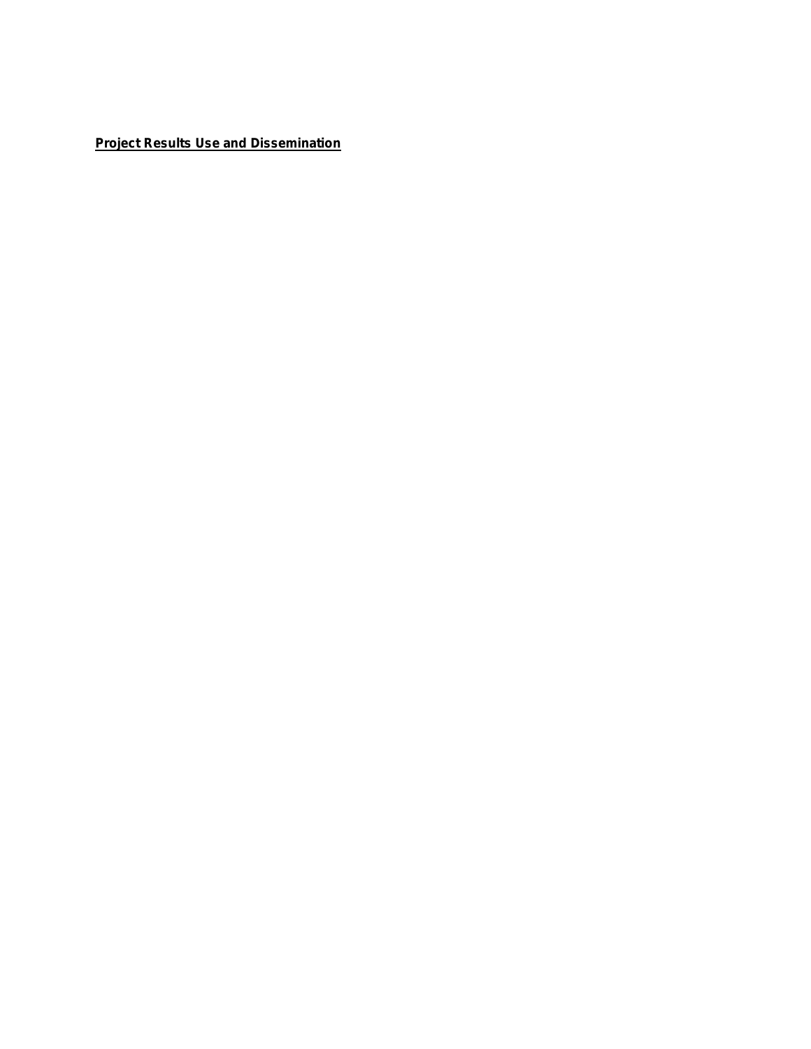**Project Results Use and Dissemination**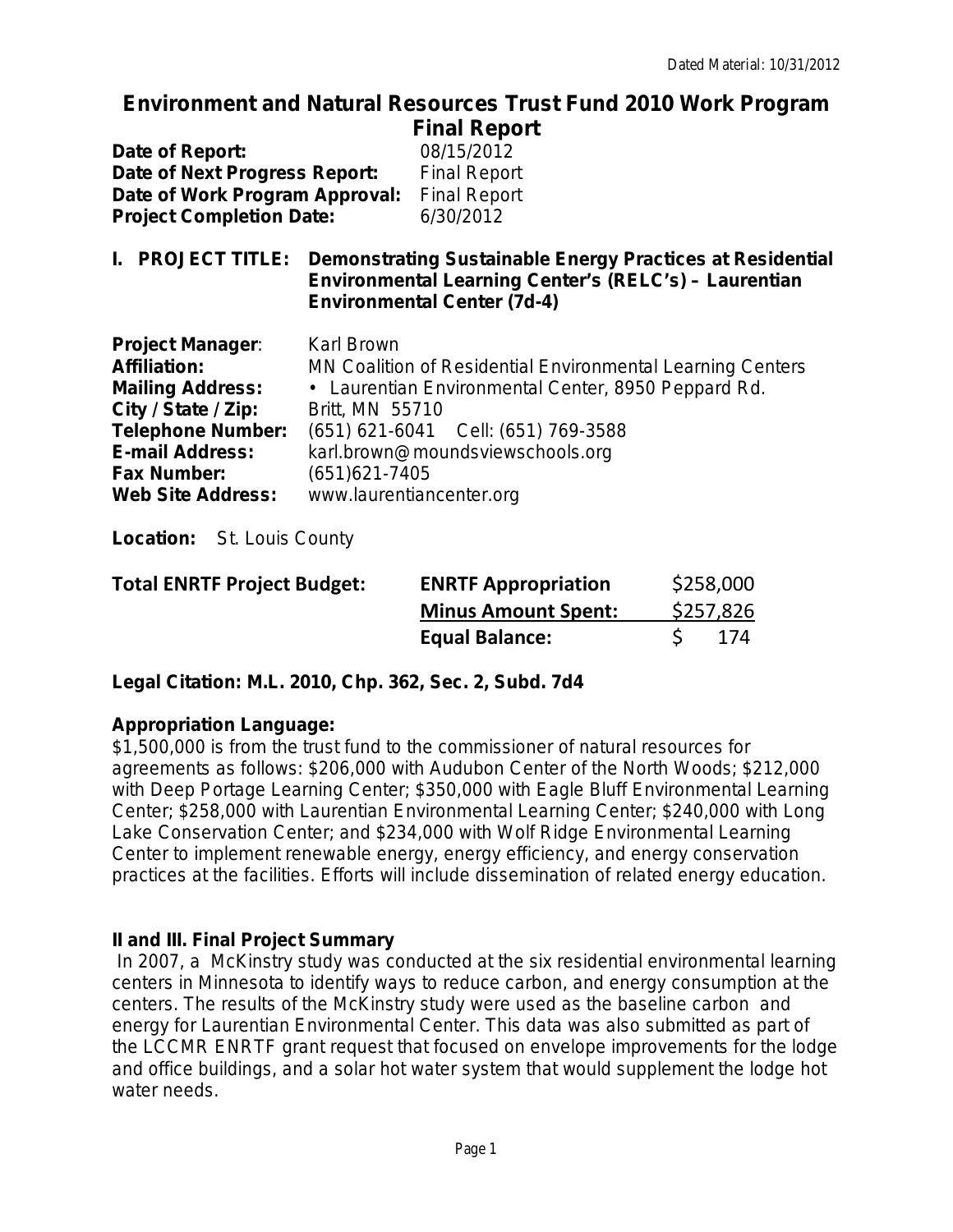Dated Material: 10/31/2012

# Environment and Natural Resources Trust Fund 2010 Work Program Final Report

**Date of Report:** 08/15/2012
**Date of Next Progress Report:** Final Report
**Date of Work Program Approval:** Final Report
**Project Completion Date:** 6/30/2012

## I. PROJECT TITLE: Demonstrating Sustainable Energy Practices at Residential Environmental Learning Center's (RELC's) – Laurentian Environmental Center (7d-4)

**Project Manager**: Karl Brown
**Affiliation:** MN Coalition of Residential Environmental Learning Centers
**Mailing Address:** • Laurentian Environmental Center, 8950 Peppard Rd.
**City / State / Zip:** Britt, MN 55710
**Telephone Number:** (651) 621-6041 Cell: (651) 769-3588
**E-mail Address:** karl.brown@moundsviewschools.org
**Fax Number:** (651)621-7405
**Web Site Address:** www.laurentiancenter.org

**Location:** St. Louis County

| **Total ENRTF Project Budget:** | **ENRTF Appropriation** | $258,000 |
|---|---|---|
| | **Minus Amount Spent:** | $257,826 |
| | **Equal Balance:** | $ 174 |

**Legal Citation: M.L. 2010, Chp. 362, Sec. 2, Subd. 7d4**

**Appropriation Language:**
$1,500,000 is from the trust fund to the commissioner of natural resources for agreements as follows: $206,000 with Audubon Center of the North Woods; $212,000 with Deep Portage Learning Center; $350,000 with Eagle Bluff Environmental Learning Center; $258,000 with Laurentian Environmental Learning Center; $240,000 with Long Lake Conservation Center; and $234,000 with Wolf Ridge Environmental Learning Center to implement renewable energy, energy efficiency, and energy conservation practices at the facilities. Efforts will include dissemination of related energy education.

## II and III. Final Project Summary

In 2007, a McKinstry study was conducted at the six residential environmental learning centers in Minnesota to identify ways to reduce carbon, and energy consumption at the centers. The results of the McKinstry study were used as the baseline carbon and energy for Laurentian Environmental Center. This data was also submitted as part of the LCCMR ENRTF grant request that focused on envelope improvements for the lodge and office buildings, and a solar hot water system that would supplement the lodge hot water needs.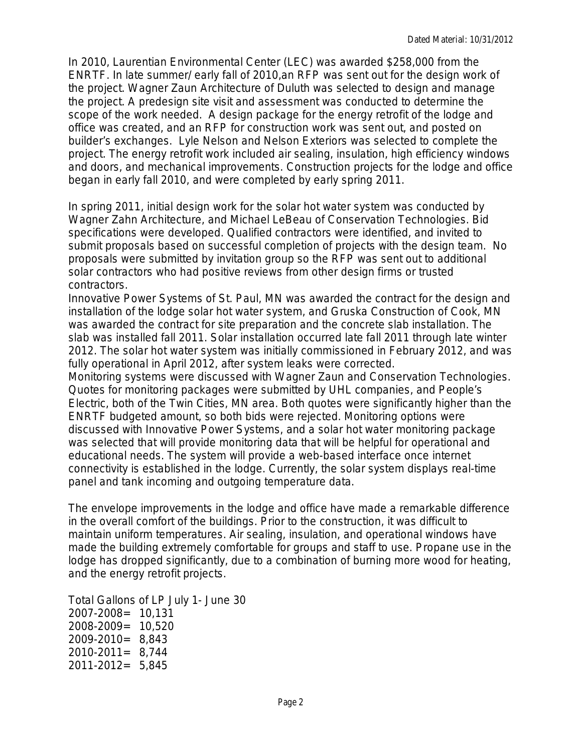In 2010, Laurentian Environmental Center (LEC) was awarded $258,000 from the ENRTF. In late summer/ early fall of 2010,an RFP was sent out for the design work of the project. Wagner Zaun Architecture of Duluth was selected to design and manage the project. A predesign site visit and assessment was conducted to determine the scope of the work needed. A design package for the energy retrofit of the lodge and office was created, and an RFP for construction work was sent out, and posted on builder's exchanges. Lyle Nelson and Nelson Exteriors was selected to complete the project. The energy retrofit work included air sealing, insulation, high efficiency windows and doors, and mechanical improvements. Construction projects for the lodge and office began in early fall 2010, and were completed by early spring 2011.

In spring 2011, initial design work for the solar hot water system was conducted by Wagner Zahn Architecture, and Michael LeBeau of Conservation Technologies. Bid specifications were developed. Qualified contractors were identified, and invited to submit proposals based on successful completion of projects with the design team. No proposals were submitted by invitation group so the RFP was sent out to additional solar contractors who had positive reviews from other design firms or trusted contractors.
Innovative Power Systems of St. Paul, MN was awarded the contract for the design and installation of the lodge solar hot water system, and Gruska Construction of Cook, MN was awarded the contract for site preparation and the concrete slab installation. The slab was installed fall 2011. Solar installation occurred late fall 2011 through late winter 2012. The solar hot water system was initially commissioned in February 2012, and was fully operational in April 2012, after system leaks were corrected.
Monitoring systems were discussed with Wagner Zaun and Conservation Technologies. Quotes for monitoring packages were submitted by UHL companies, and People's Electric, both of the Twin Cities, MN area. Both quotes were significantly higher than the ENRTF budgeted amount, so both bids were rejected. Monitoring options were discussed with Innovative Power Systems, and a solar hot water monitoring package was selected that will provide monitoring data that will be helpful for operational and educational needs. The system will provide a web-based interface once internet connectivity is established in the lodge. Currently, the solar system displays real-time panel and tank incoming and outgoing temperature data.

The envelope improvements in the lodge and office have made a remarkable difference in the overall comfort of the buildings. Prior to the construction, it was difficult to maintain uniform temperatures. Air sealing, insulation, and operational windows have made the building extremely comfortable for groups and staff to use. Propane use in the lodge has dropped significantly, due to a combination of burning more wood for heating, and the energy retrofit projects.

Total Gallons of LP July 1- June 30
2007-2008= 10,131
2008-2009= 10,520
2009-2010= 8,843
2010-2011= 8,744
2011-2012= 5,845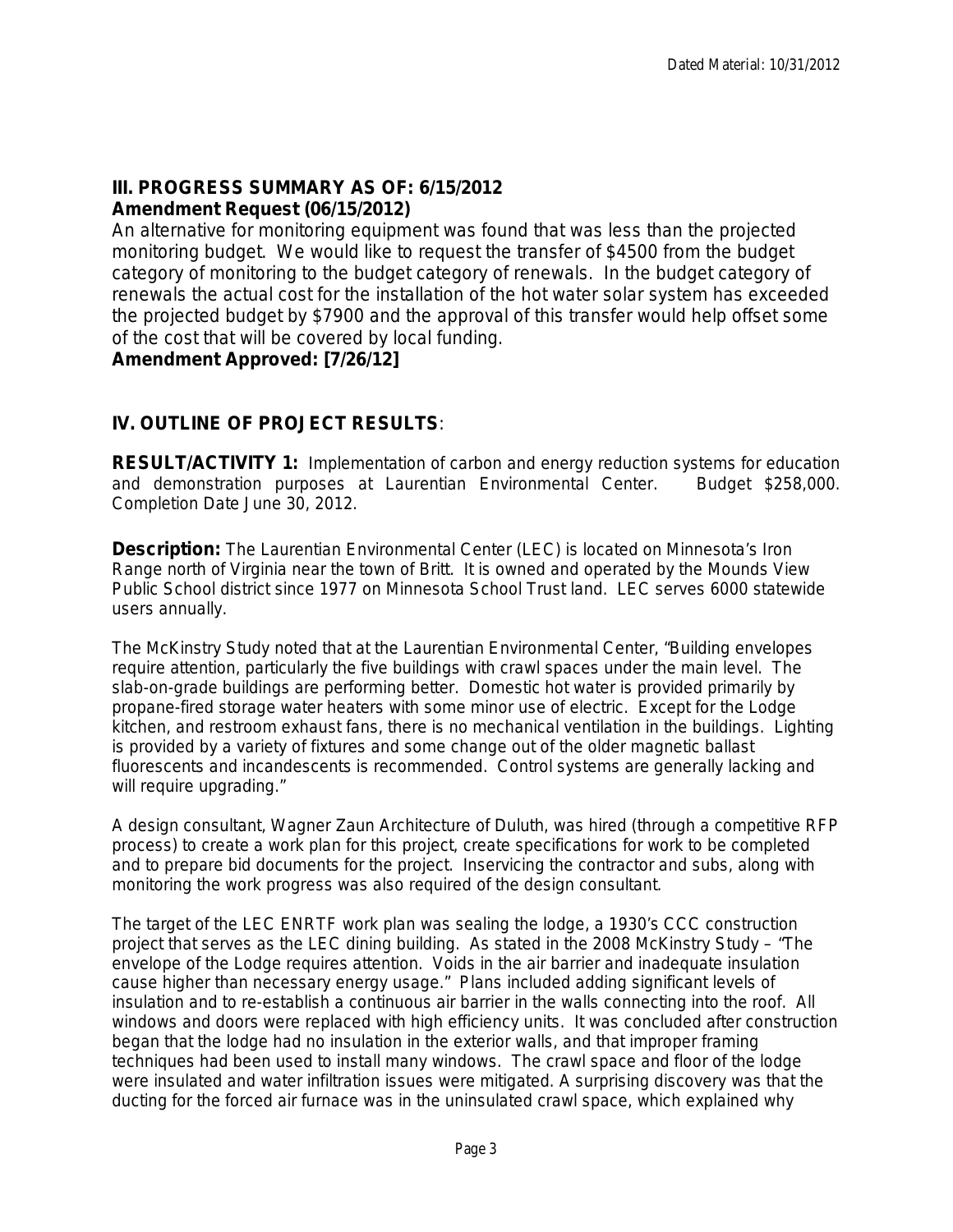### III. PROGRESS SUMMARY AS OF: 6/15/2012

**Amendment Request (06/15/2012)**

An alternative for monitoring equipment was found that was less than the projected monitoring budget. We would like to request the transfer of $4500 from the budget category of monitoring to the budget category of renewals. In the budget category of renewals the actual cost for the installation of the hot water solar system has exceeded the projected budget by $7900 and the approval of this transfer would help offset some of the cost that will be covered by local funding.

**Amendment Approved: [7/26/12]**

### IV. OUTLINE OF PROJECT RESULTS:

**RESULT/ACTIVITY 1:** Implementation of carbon and energy reduction systems for education and demonstration purposes at Laurentian Environmental Center. Budget $258,000. Completion Date June 30, 2012.

**Description:** The Laurentian Environmental Center (LEC) is located on Minnesota's Iron Range north of Virginia near the town of Britt. It is owned and operated by the Mounds View Public School district since 1977 on Minnesota School Trust land. LEC serves 6000 statewide users annually.

The McKinstry Study noted that at the Laurentian Environmental Center, "Building envelopes require attention, particularly the five buildings with crawl spaces under the main level. The slab-on-grade buildings are performing better. Domestic hot water is provided primarily by propane-fired storage water heaters with some minor use of electric. Except for the Lodge kitchen, and restroom exhaust fans, there is no mechanical ventilation in the buildings. Lighting is provided by a variety of fixtures and some change out of the older magnetic ballast fluorescents and incandescents is recommended. Control systems are generally lacking and will require upgrading."

A design consultant, Wagner Zaun Architecture of Duluth, was hired (through a competitive RFP process) to create a work plan for this project, create specifications for work to be completed and to prepare bid documents for the project. Inservicing the contractor and subs, along with monitoring the work progress was also required of the design consultant.

The target of the LEC ENRTF work plan was sealing the lodge, a 1930's CCC construction project that serves as the LEC dining building. As stated in the 2008 McKinstry Study – "The envelope of the Lodge requires attention. Voids in the air barrier and inadequate insulation cause higher than necessary energy usage." Plans included adding significant levels of insulation and to re-establish a continuous air barrier in the walls connecting into the roof. All windows and doors were replaced with high efficiency units. It was concluded after construction began that the lodge had no insulation in the exterior walls, and that improper framing techniques had been used to install many windows. The crawl space and floor of the lodge were insulated and water infiltration issues were mitigated. A surprising discovery was that the ducting for the forced air furnace was in the uninsulated crawl space, which explained why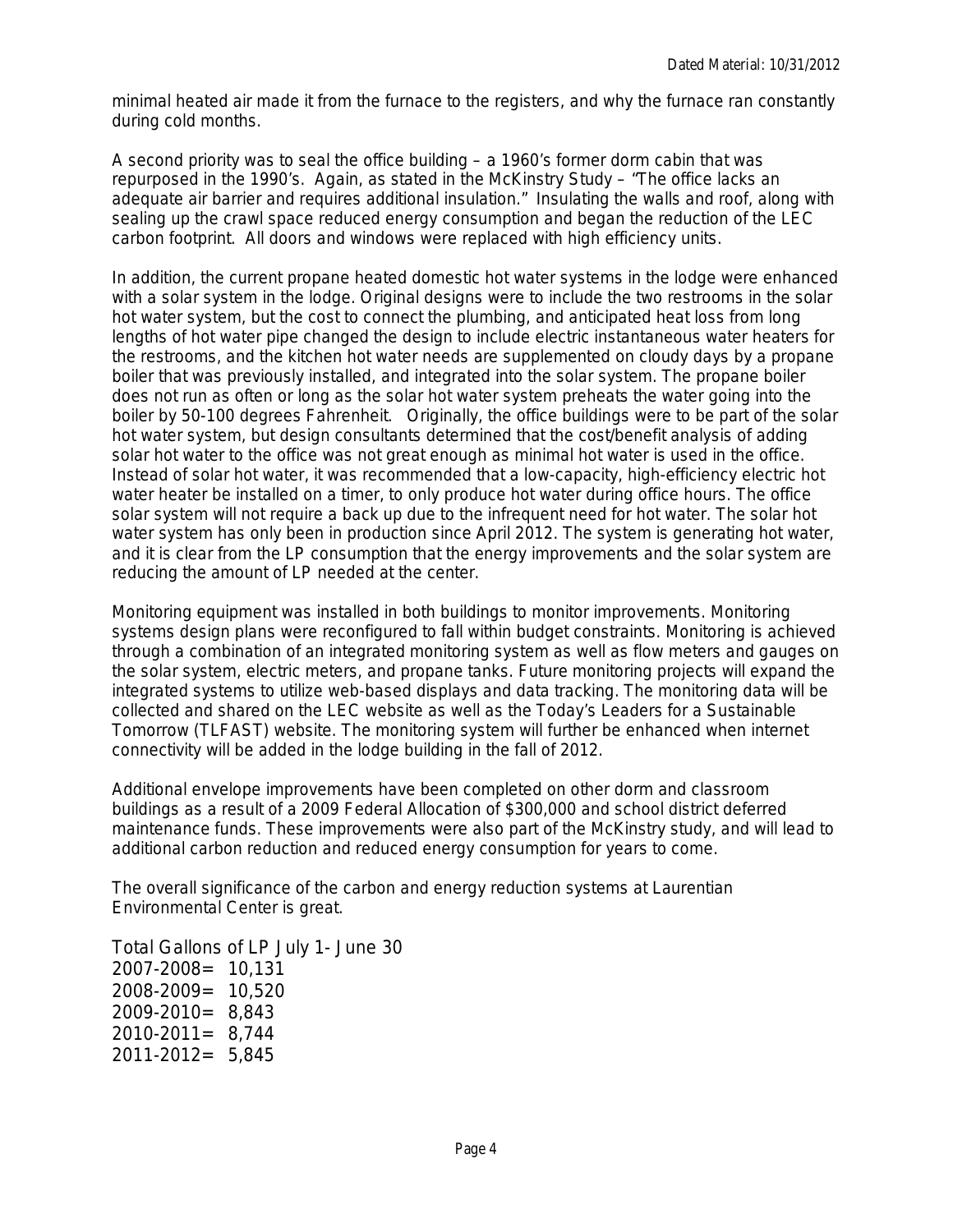minimal heated air made it from the furnace to the registers, and why the furnace ran constantly during cold months.

A second priority was to seal the office building – a 1960's former dorm cabin that was repurposed in the 1990's. Again, as stated in the McKinstry Study – "The office lacks an adequate air barrier and requires additional insulation." Insulating the walls and roof, along with sealing up the crawl space reduced energy consumption and began the reduction of the LEC carbon footprint. All doors and windows were replaced with high efficiency units.

In addition, the current propane heated domestic hot water systems in the lodge were enhanced with a solar system in the lodge. Original designs were to include the two restrooms in the solar hot water system, but the cost to connect the plumbing, and anticipated heat loss from long lengths of hot water pipe changed the design to include electric instantaneous water heaters for the restrooms, and the kitchen hot water needs are supplemented on cloudy days by a propane boiler that was previously installed, and integrated into the solar system. The propane boiler does not run as often or long as the solar hot water system preheats the water going into the boiler by 50-100 degrees Fahrenheit. Originally, the office buildings were to be part of the solar hot water system, but design consultants determined that the cost/benefit analysis of adding solar hot water to the office was not great enough as minimal hot water is used in the office. Instead of solar hot water, it was recommended that a low-capacity, high-efficiency electric hot water heater be installed on a timer, to only produce hot water during office hours. The office solar system will not require a back up due to the infrequent need for hot water. The solar hot water system has only been in production since April 2012. The system is generating hot water, and it is clear from the LP consumption that the energy improvements and the solar system are reducing the amount of LP needed at the center.

Monitoring equipment was installed in both buildings to monitor improvements. Monitoring systems design plans were reconfigured to fall within budget constraints. Monitoring is achieved through a combination of an integrated monitoring system as well as flow meters and gauges on the solar system, electric meters, and propane tanks. Future monitoring projects will expand the integrated systems to utilize web-based displays and data tracking. The monitoring data will be collected and shared on the LEC website as well as the Today's Leaders for a Sustainable Tomorrow (TLFAST) website. The monitoring system will further be enhanced when internet connectivity will be added in the lodge building in the fall of 2012.

Additional envelope improvements have been completed on other dorm and classroom buildings as a result of a 2009 Federal Allocation of $300,000 and school district deferred maintenance funds. These improvements were also part of the McKinstry study, and will lead to additional carbon reduction and reduced energy consumption for years to come.

The overall significance of the carbon and energy reduction systems at Laurentian Environmental Center is great.

Total Gallons of LP July 1- June 30
2007-2008= 10,131
2008-2009= 10,520
2009-2010= 8,843
2010-2011= 8,744
2011-2012= 5,845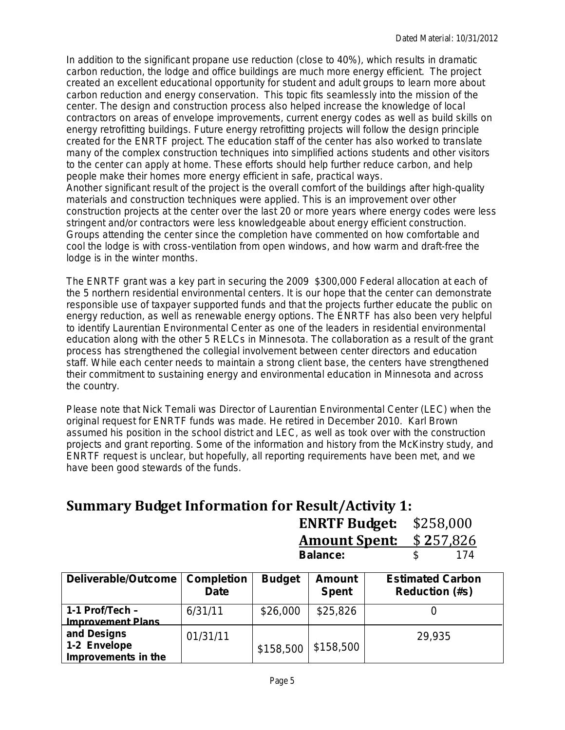In addition to the significant propane use reduction (close to 40%), which results in dramatic carbon reduction, the lodge and office buildings are much more energy efficient. The project created an excellent educational opportunity for student and adult groups to learn more about carbon reduction and energy conservation. This topic fits seamlessly into the mission of the center. The design and construction process also helped increase the knowledge of local contractors on areas of envelope improvements, current energy codes as well as build skills on energy retrofitting buildings. Future energy retrofitting projects will follow the design principle created for the ENRTF project. The education staff of the center has also worked to translate many of the complex construction techniques into simplified actions students and other visitors to the center can apply at home. These efforts should help further reduce carbon, and help people make their homes more energy efficient in safe, practical ways.
Another significant result of the project is the overall comfort of the buildings after high-quality materials and construction techniques were applied. This is an improvement over other construction projects at the center over the last 20 or more years where energy codes were less stringent and/or contractors were less knowledgeable about energy efficient construction. Groups attending the center since the completion have commented on how comfortable and cool the lodge is with cross-ventilation from open windows, and how warm and draft-free the lodge is in the winter months.

The ENRTF grant was a key part in securing the 2009 $300,000 Federal allocation at each of the 5 northern residential environmental centers. It is our hope that the center can demonstrate responsible use of taxpayer supported funds and that the projects further educate the public on energy reduction, as well as renewable energy options. The ENRTF has also been very helpful to identify Laurentian Environmental Center as one of the leaders in residential environmental education along with the other 5 RELCs in Minnesota. The collaboration as a result of the grant process has strengthened the collegial involvement between center directors and education staff. While each center needs to maintain a strong client base, the centers have strengthened their commitment to sustaining energy and environmental education in Minnesota and across the country.

Please note that Nick Temali was Director of Laurentian Environmental Center (LEC) when the original request for ENRTF funds was made. He retired in December 2010. Karl Brown assumed his position in the school district and LEC, as well as took over with the construction projects and grant reporting. Some of the information and history from the McKinstry study, and ENRTF request is unclear, but hopefully, all reporting requirements have been met, and we have been good stewards of the funds.

## Summary Budget Information for Result/Activity 1:

**ENRTF Budget:** $258,000
**Amount Spent:** $ 257,826
**Balance:** $ 174

| Deliverable/Outcome | Completion Date | Budget | Amount Spent | Estimated Carbon Reduction (#s) |
|---|---|---|---|---|
| **1-1 Prof/Tech – Improvement Plans and Designs** | 6/31/11 | $26,000 | $25,826 | 0 |
| **1-2 Envelope Improvements in the** | 01/31/11 | $158,500 | $158,500 | 29,935 |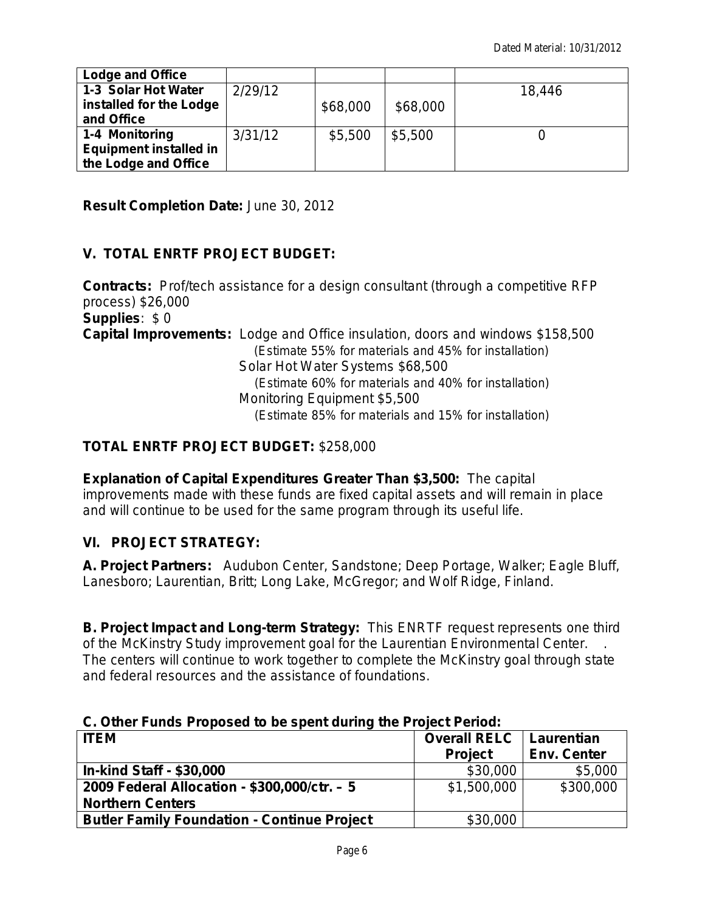| Lodge and Office | | | | |
|---|---|---|---|---|
| 1-3 Solar Hot Water installed for the Lodge and Office | 2/29/12 | $68,000 | $68,000 | 18,446 |
| 1-4 Monitoring Equipment installed in the Lodge and Office | 3/31/12 | $5,500 | $5,500 | 0 |

**Result Completion Date:** June 30, 2012

## V. TOTAL ENRTF PROJECT BUDGET:

**Contracts:** Prof/tech assistance for a design consultant (through a competitive RFP process) $26,000

**Supplies**: $ 0

**Capital Improvements:** Lodge and Office insulation, doors and windows $158,500
*(Estimate 55% for materials and 45% for installation)*
Solar Hot Water Systems $68,500
*(Estimate 60% for materials and 40% for installation)*
Monitoring Equipment $5,500
*(Estimate 85% for materials and 15% for installation)*

**TOTAL ENRTF PROJECT BUDGET:** $258,000

**Explanation of Capital Expenditures Greater Than $3,500:** The capital improvements made with these funds are fixed capital assets and will remain in place and will continue to be used for the same program through its useful life.

## VI. PROJECT STRATEGY:

**A. Project Partners:** Audubon Center, Sandstone; Deep Portage, Walker; Eagle Bluff, Lanesboro; Laurentian, Britt; Long Lake, McGregor; and Wolf Ridge, Finland.

**B. Project Impact and Long-term Strategy:** This ENRTF request represents one third of the McKinstry Study improvement goal for the Laurentian Environmental Center. . The centers will continue to work together to complete the McKinstry goal through state and federal resources and the assistance of foundations.

**C. Other Funds Proposed to be spent during the Project Period:**

| ITEM | Overall RELC Project | Laurentian Env. Center |
|---|---|---|
| In-kind Staff - $30,000 | $30,000 | $5,000 |
| 2009 Federal Allocation - $300,000/ctr. – 5 Northern Centers | $1,500,000 | $300,000 |
| Butler Family Foundation - Continue Project | $30,000 | |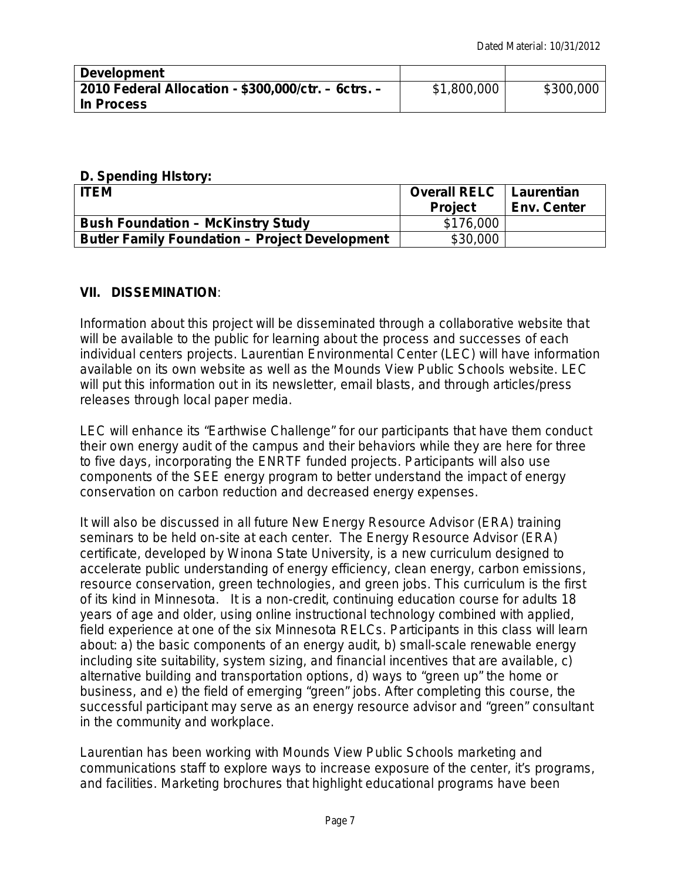| Development | | |
| --- | --- | --- |
| 2010 Federal Allocation - $300,000/ctr. – 6ctrs. – In Process | $1,800,000 | $300,000 |

**D. Spending HIstory:**

| ITEM | Overall RELC Project | Laurentian Env. Center |
| --- | --- | --- |
| Bush Foundation – McKinstry Study | $176,000 | |
| Butler Family Foundation – Project Development | $30,000 | |

## VII. DISSEMINATION:

Information about this project will be disseminated through a collaborative website that will be available to the public for learning about the process and successes of each individual centers projects. Laurentian Environmental Center (LEC) will have information available on its own website as well as the Mounds View Public Schools website. LEC will put this information out in its newsletter, email blasts, and through articles/press releases through local paper media.

LEC will enhance its "Earthwise Challenge" for our participants that have them conduct their own energy audit of the campus and their behaviors while they are here for three to five days, incorporating the ENRTF funded projects. Participants will also use components of the SEE energy program to better understand the impact of energy conservation on carbon reduction and decreased energy expenses.

It will also be discussed in all future New Energy Resource Advisor (ERA) training seminars to be held on-site at each center. The Energy Resource Advisor (ERA) certificate, developed by Winona State University, is a new curriculum designed to accelerate public understanding of energy efficiency, clean energy, carbon emissions, resource conservation, green technologies, and green jobs. This curriculum is the first of its kind in Minnesota. It is a non-credit, continuing education course for adults 18 years of age and older, using online instructional technology combined with applied, field experience at one of the six Minnesota RELCs. Participants in this class will learn about: a) the basic components of an energy audit, b) small-scale renewable energy including site suitability, system sizing, and financial incentives that are available, c) alternative building and transportation options, d) ways to "green up" the home or business, and e) the field of emerging "green" jobs. After completing this course, the successful participant may serve as an energy resource advisor and "green" consultant in the community and workplace.

Laurentian has been working with Mounds View Public Schools marketing and communications staff to explore ways to increase exposure of the center, it's programs, and facilities. Marketing brochures that highlight educational programs have been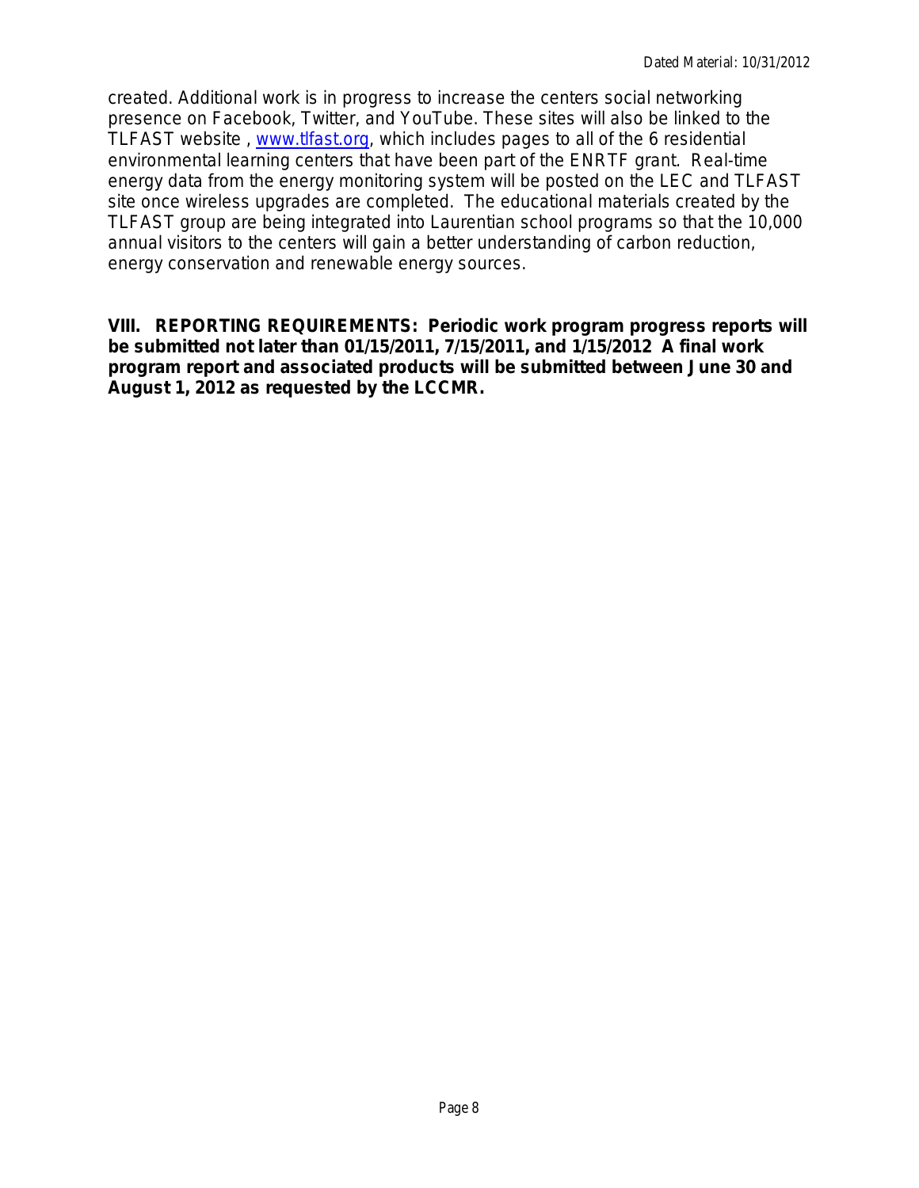created. Additional work is in progress to increase the centers social networking presence on Facebook, Twitter, and YouTube. These sites will also be linked to the TLFAST website , [www.tlfast.org](http://www.tlfast.org), which includes pages to all of the 6 residential environmental learning centers that have been part of the ENRTF grant. Real-time energy data from the energy monitoring system will be posted on the LEC and TLFAST site once wireless upgrades are completed. The educational materials created by the TLFAST group are being integrated into Laurentian school programs so that the 10,000 annual visitors to the centers will gain a better understanding of carbon reduction, energy conservation and renewable energy sources.

**VIII. REPORTING REQUIREMENTS: Periodic work program progress reports will be submitted not later than 01/15/2011, 7/15/2011, and 1/15/2012 A final work program report and associated products will be submitted between June 30 and August 1, 2012 as requested by the LCCMR.**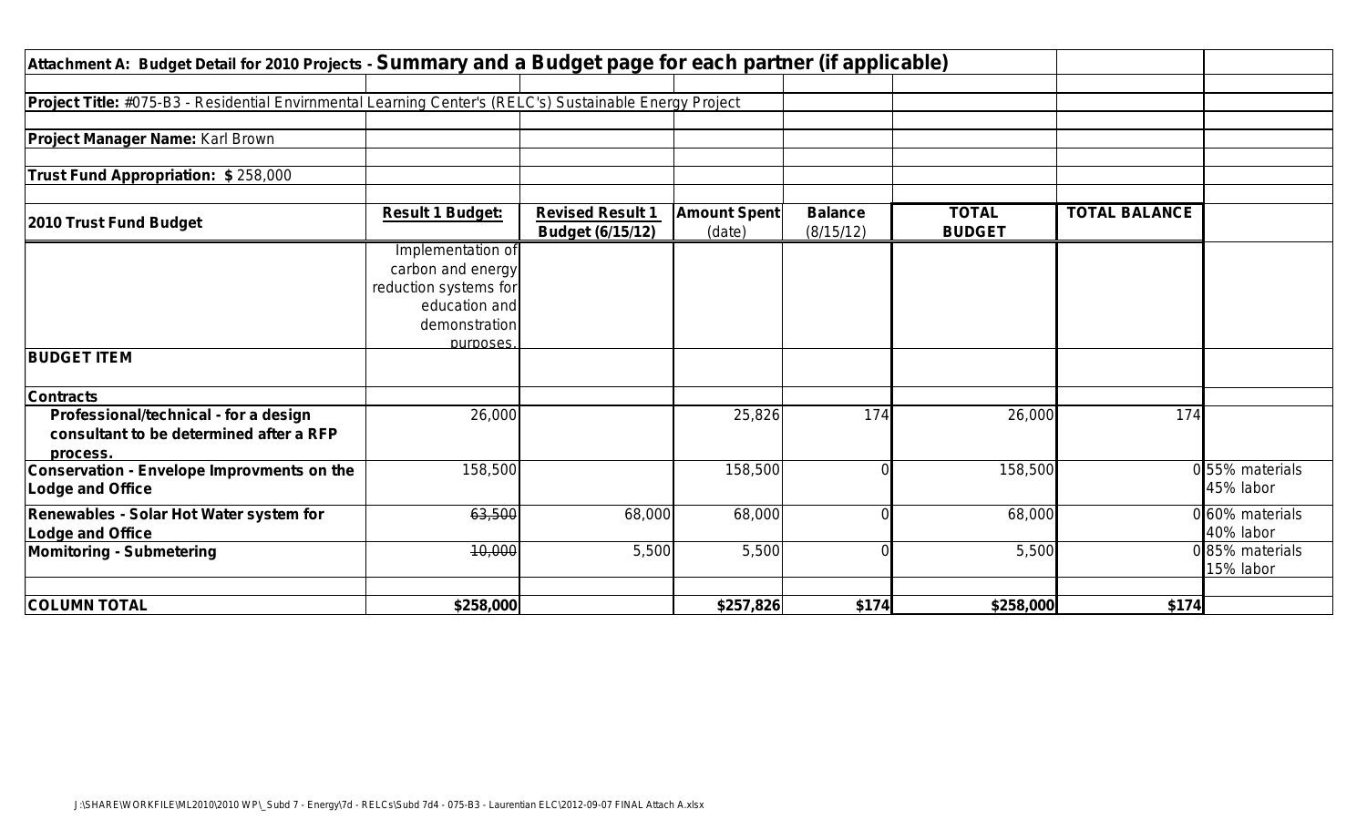Attachment A: Budget Detail for 2010 Projects - **Summary and a Budget page for each partner (if applicable)**

**Project Title:** #075-B3 - Residential Envirnmental Learning Center's (RELC's) Sustainable Energy Project

**Project Manager Name:** Karl Brown

**Trust Fund Appropriation: $** 258,000

| 2010 Trust Fund Budget | Result 1 Budget: | Revised Result 1 Budget (6/15/12) | Amount Spent (date) | Balance (8/15/12) | TOTAL BUDGET | TOTAL BALANCE | |
|---|---|---|---|---|---|---|---|
| | Implementation of carbon and energy reduction systems for education and demonstration purposes. | | | | | | |
| **BUDGET ITEM** | | | | | | | |
| **Contracts** | | | | | | | |
| **Professional/technical - for a design consultant to be determined after a RFP process.** | 26,000 | | 25,826 | 174 | 26,000 | 174 | |
| **Conservation - Envelope Improvments on the Lodge and Office** | 158,500 | | 158,500 | 0 | 158,500 | 0 | 55% materials 45% labor |
| **Renewables - Solar Hot Water system for Lodge and Office** | ~~63,500~~ | 68,000 | 68,000 | 0 | 68,000 | 0 | 60% materials 40% labor |
| **Momitoring - Submetering** | ~~10,000~~ | 5,500 | 5,500 | 0 | 5,500 | 0 | 85% materials 15% labor |
| | | | | | | | |
| **COLUMN TOTAL** | **$258,000** | | **$257,826** | **$174** | **$258,000** | **$174** | |

J:\SHARE\WORKFILE\ML2010\2010 WP\_Subd 7 - Energy\7d - RELCs\Subd 7d4 - 075-B3 - Laurentian ELC\2012-09-07 FINAL Attach A.xlsx